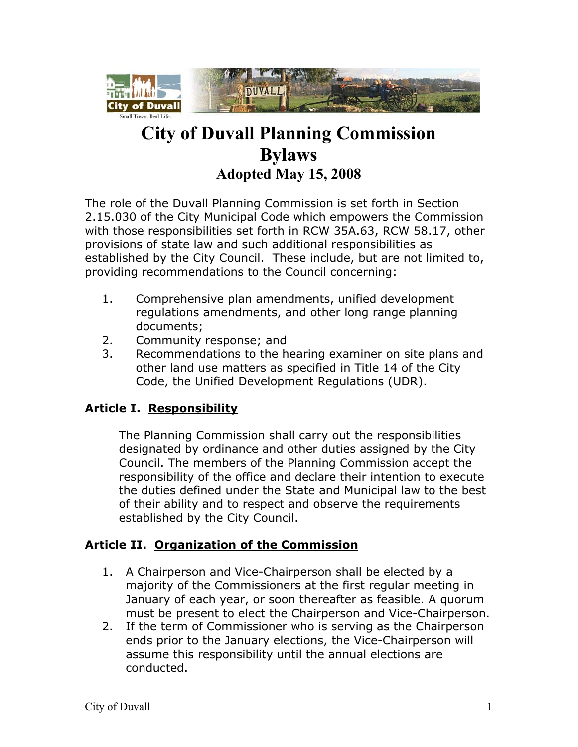# City of Duvall Planning Commission Bylaws

## Adopted May 15, 2008

The role of the Duvall Planning Commission is set forth in Section 2.15.030 of the City Municipal Code which empowers the Commission with those responsibilities set forth in RCW 35A.63, RCW 58.17, other provisions of state law and such additional responsibilities as established by the City Council. These include, but are not limited to, providing recommendations to the Council concerning:

1. Comprehensive plan amendments, unified development regulations amendments, and other long range planning documents;
2. Community response; and
3. Recommendations to the hearing examiner on site plans and other land use matters as specified in Title 14 of the City Code, the Unified Development Regulations (UDR).

### Article I. Responsibility

The Planning Commission shall carry out the responsibilities designated by ordinance and other duties assigned by the City Council. The members of the Planning Commission accept the responsibility of the office and declare their intention to execute the duties defined under the State and Municipal law to the best of their ability and to respect and observe the requirements established by the City Council.

### Article II. Organization of the Commission

1. A Chairperson and Vice-Chairperson shall be elected by a majority of the Commissioners at the first regular meeting in January of each year, or soon thereafter as feasible. A quorum must be present to elect the Chairperson and Vice-Chairperson.
2. If the term of Commissioner who is serving as the Chairperson ends prior to the January elections, the Vice-Chairperson will assume this responsibility until the annual elections are conducted.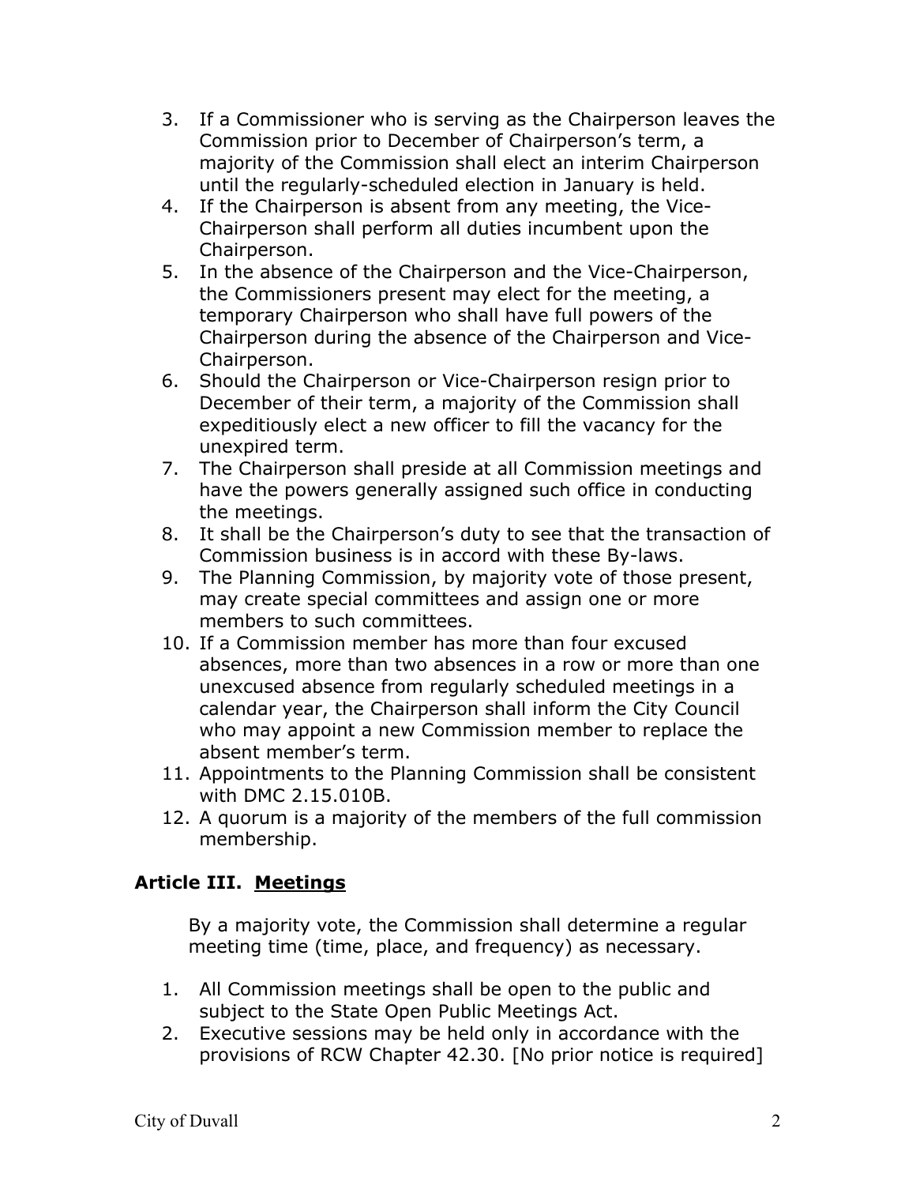3. If a Commissioner who is serving as the Chairperson leaves the Commission prior to December of Chairperson's term, a majority of the Commission shall elect an interim Chairperson until the regularly-scheduled election in January is held.
4. If the Chairperson is absent from any meeting, the Vice-Chairperson shall perform all duties incumbent upon the Chairperson.
5. In the absence of the Chairperson and the Vice-Chairperson, the Commissioners present may elect for the meeting, a temporary Chairperson who shall have full powers of the Chairperson during the absence of the Chairperson and Vice-Chairperson.
6. Should the Chairperson or Vice-Chairperson resign prior to December of their term, a majority of the Commission shall expeditiously elect a new officer to fill the vacancy for the unexpired term.
7. The Chairperson shall preside at all Commission meetings and have the powers generally assigned such office in conducting the meetings.
8. It shall be the Chairperson's duty to see that the transaction of Commission business is in accord with these By-laws.
9. The Planning Commission, by majority vote of those present, may create special committees and assign one or more members to such committees.
10. If a Commission member has more than four excused absences, more than two absences in a row or more than one unexcused absence from regularly scheduled meetings in a calendar year, the Chairperson shall inform the City Council who may appoint a new Commission member to replace the absent member's term.
11. Appointments to the Planning Commission shall be consistent with DMC 2.15.010B.
12. A quorum is a majority of the members of the full commission membership.

## Article III. <u>Meetings</u>

By a majority vote, the Commission shall determine a regular meeting time (time, place, and frequency) as necessary.

1. All Commission meetings shall be open to the public and subject to the State Open Public Meetings Act.
2. Executive sessions may be held only in accordance with the provisions of RCW Chapter 42.30. [No prior notice is required]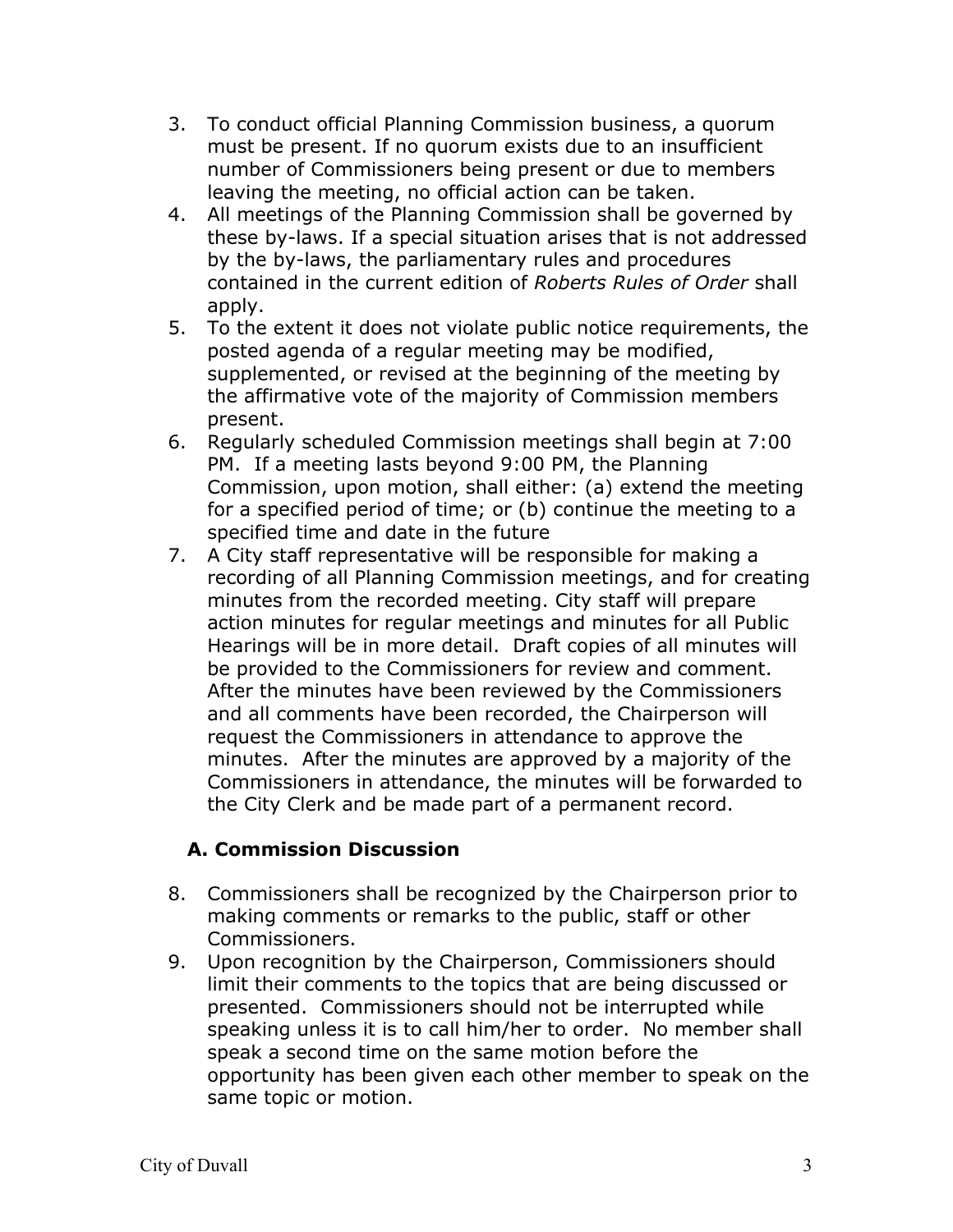3. To conduct official Planning Commission business, a quorum must be present. If no quorum exists due to an insufficient number of Commissioners being present or due to members leaving the meeting, no official action can be taken.
4. All meetings of the Planning Commission shall be governed by these by-laws. If a special situation arises that is not addressed by the by-laws, the parliamentary rules and procedures contained in the current edition of *Roberts Rules of Order* shall apply.
5. To the extent it does not violate public notice requirements, the posted agenda of a regular meeting may be modified, supplemented, or revised at the beginning of the meeting by the affirmative vote of the majority of Commission members present.
6. Regularly scheduled Commission meetings shall begin at 7:00 PM. If a meeting lasts beyond 9:00 PM, the Planning Commission, upon motion, shall either: (a) extend the meeting for a specified period of time; or (b) continue the meeting to a specified time and date in the future
7. A City staff representative will be responsible for making a recording of all Planning Commission meetings, and for creating minutes from the recorded meeting. City staff will prepare action minutes for regular meetings and minutes for all Public Hearings will be in more detail. Draft copies of all minutes will be provided to the Commissioners for review and comment. After the minutes have been reviewed by the Commissioners and all comments have been recorded, the Chairperson will request the Commissioners in attendance to approve the minutes. After the minutes are approved by a majority of the Commissioners in attendance, the minutes will be forwarded to the City Clerk and be made part of a permanent record.

### A. Commission Discussion

8. Commissioners shall be recognized by the Chairperson prior to making comments or remarks to the public, staff or other Commissioners.
9. Upon recognition by the Chairperson, Commissioners should limit their comments to the topics that are being discussed or presented. Commissioners should not be interrupted while speaking unless it is to call him/her to order. No member shall speak a second time on the same motion before the opportunity has been given each other member to speak on the same topic or motion.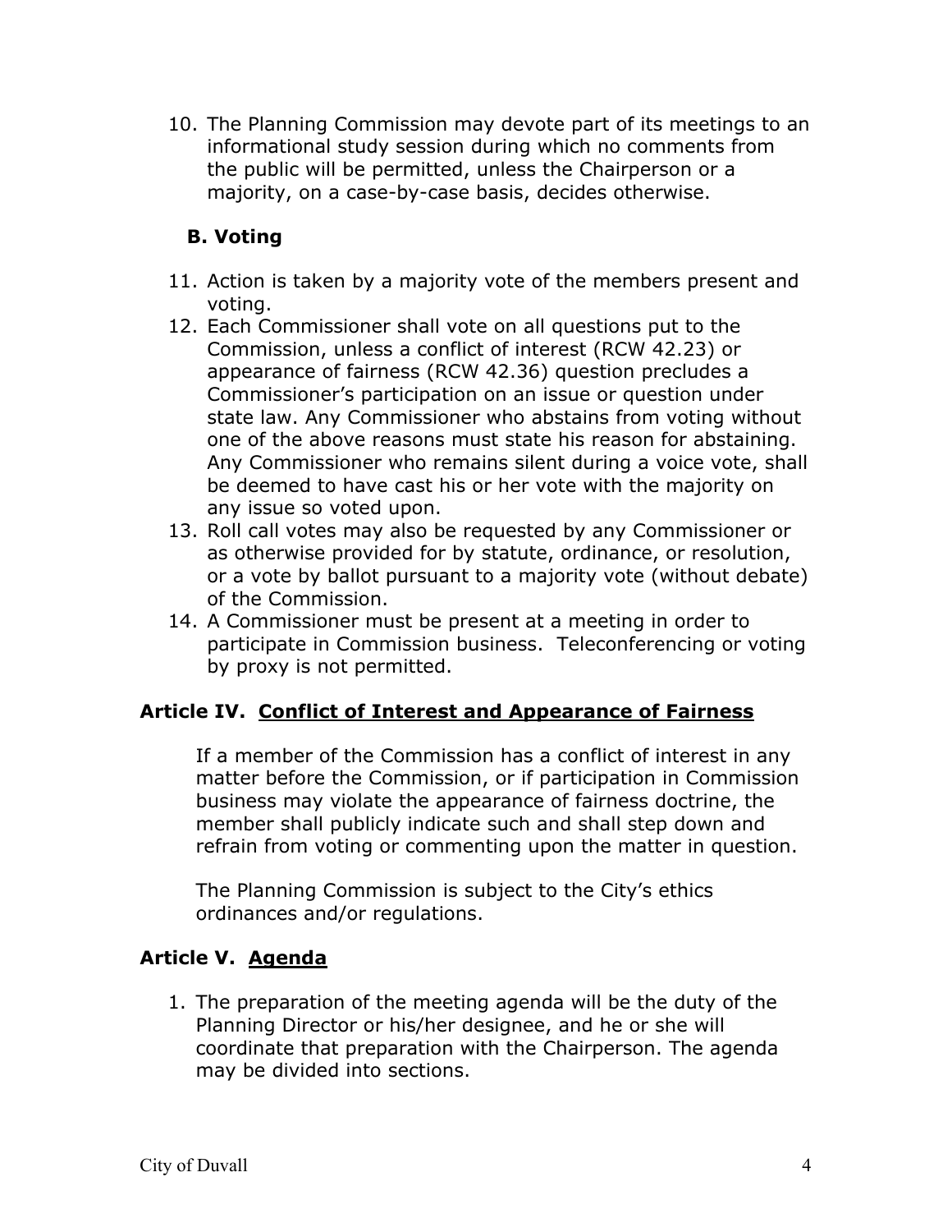10. The Planning Commission may devote part of its meetings to an informational study session during which no comments from the public will be permitted, unless the Chairperson or a majority, on a case-by-case basis, decides otherwise.

### B. Voting

11. Action is taken by a majority vote of the members present and voting.
12. Each Commissioner shall vote on all questions put to the Commission, unless a conflict of interest (RCW 42.23) or appearance of fairness (RCW 42.36) question precludes a Commissioner's participation on an issue or question under state law. Any Commissioner who abstains from voting without one of the above reasons must state his reason for abstaining. Any Commissioner who remains silent during a voice vote, shall be deemed to have cast his or her vote with the majority on any issue so voted upon.
13. Roll call votes may also be requested by any Commissioner or as otherwise provided for by statute, ordinance, or resolution, or a vote by ballot pursuant to a majority vote (without debate) of the Commission.
14. A Commissioner must be present at a meeting in order to participate in Commission business. Teleconferencing or voting by proxy is not permitted.

## Article IV. Conflict of Interest and Appearance of Fairness

If a member of the Commission has a conflict of interest in any matter before the Commission, or if participation in Commission business may violate the appearance of fairness doctrine, the member shall publicly indicate such and shall step down and refrain from voting or commenting upon the matter in question.

The Planning Commission is subject to the City's ethics ordinances and/or regulations.

## Article V. Agenda

1. The preparation of the meeting agenda will be the duty of the Planning Director or his/her designee, and he or she will coordinate that preparation with the Chairperson. The agenda may be divided into sections.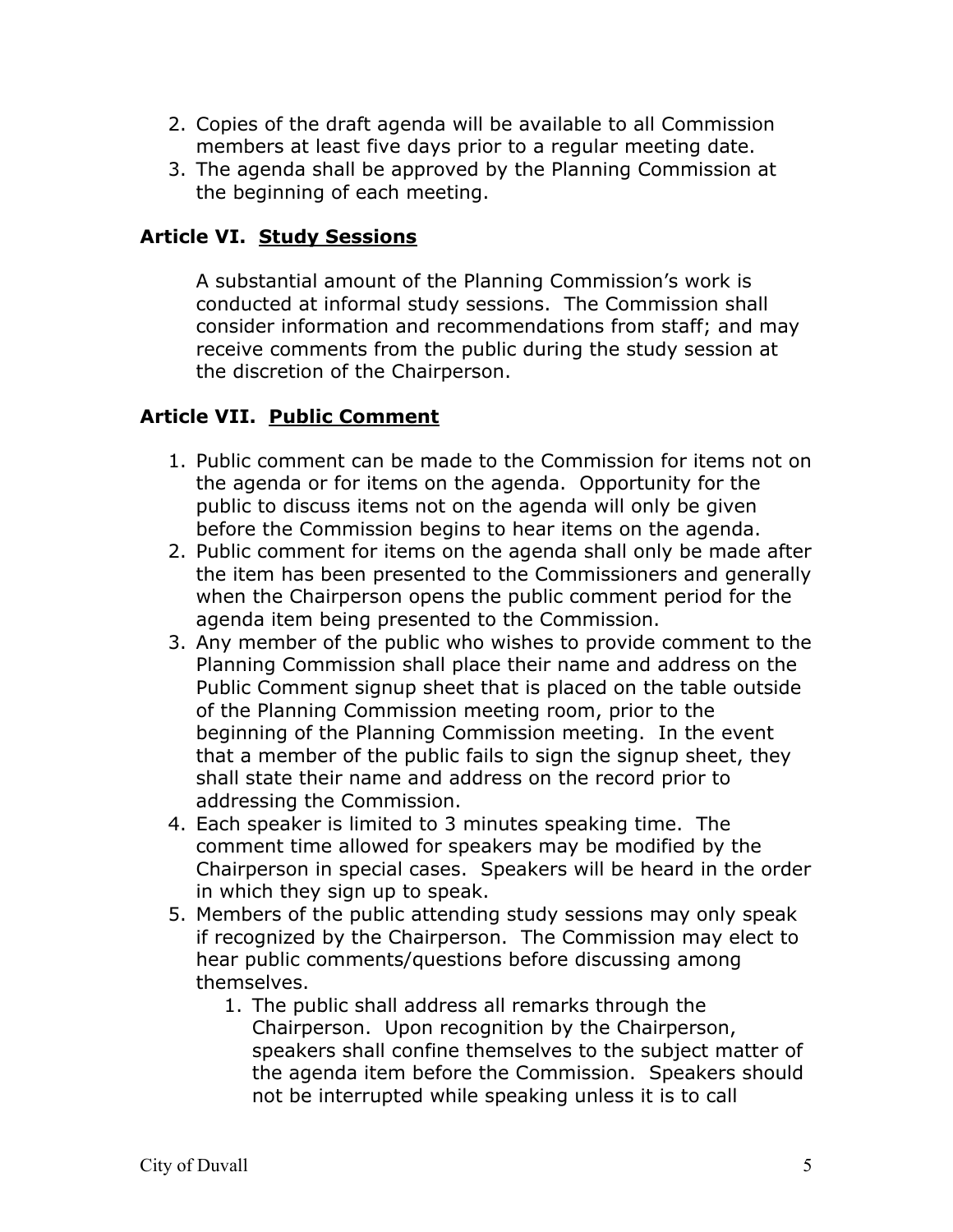2. Copies of the draft agenda will be available to all Commission members at least five days prior to a regular meeting date.
3. The agenda shall be approved by the Planning Commission at the beginning of each meeting.

## Article VI. <u>Study Sessions</u>

A substantial amount of the Planning Commission's work is conducted at informal study sessions. The Commission shall consider information and recommendations from staff; and may receive comments from the public during the study session at the discretion of the Chairperson.

## Article VII. <u>Public Comment</u>

1. Public comment can be made to the Commission for items not on the agenda or for items on the agenda. Opportunity for the public to discuss items not on the agenda will only be given before the Commission begins to hear items on the agenda.
2. Public comment for items on the agenda shall only be made after the item has been presented to the Commissioners and generally when the Chairperson opens the public comment period for the agenda item being presented to the Commission.
3. Any member of the public who wishes to provide comment to the Planning Commission shall place their name and address on the Public Comment signup sheet that is placed on the table outside of the Planning Commission meeting room, prior to the beginning of the Planning Commission meeting. In the event that a member of the public fails to sign the signup sheet, they shall state their name and address on the record prior to addressing the Commission.
4. Each speaker is limited to 3 minutes speaking time. The comment time allowed for speakers may be modified by the Chairperson in special cases. Speakers will be heard in the order in which they sign up to speak.
5. Members of the public attending study sessions may only speak if recognized by the Chairperson. The Commission may elect to hear public comments/questions before discussing among themselves.
   1. The public shall address all remarks through the Chairperson. Upon recognition by the Chairperson, speakers shall confine themselves to the subject matter of the agenda item before the Commission. Speakers should not be interrupted while speaking unless it is to call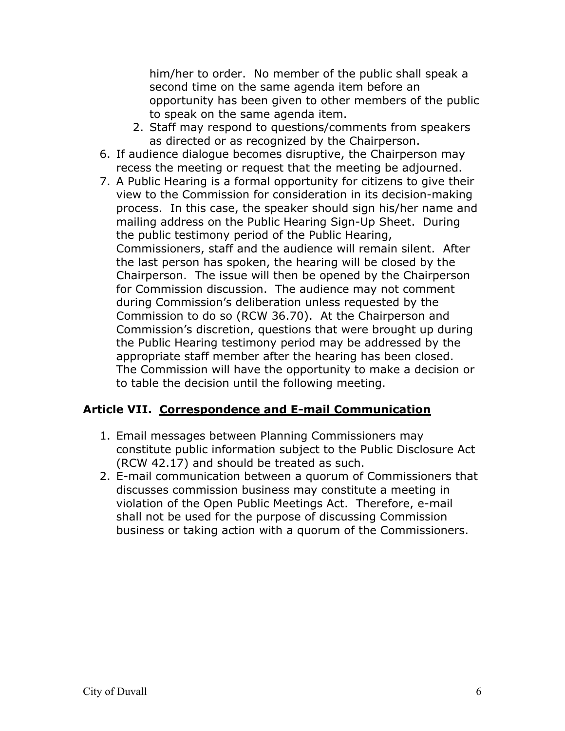him/her to order. No member of the public shall speak a second time on the same agenda item before an opportunity has been given to other members of the public to speak on the same agenda item.

   2. Staff may respond to questions/comments from speakers as directed or as recognized by the Chairperson.

6. If audience dialogue becomes disruptive, the Chairperson may recess the meeting or request that the meeting be adjourned.
7. A Public Hearing is a formal opportunity for citizens to give their view to the Commission for consideration in its decision-making process. In this case, the speaker should sign his/her name and mailing address on the Public Hearing Sign-Up Sheet. During the public testimony period of the Public Hearing, Commissioners, staff and the audience will remain silent. After the last person has spoken, the hearing will be closed by the Chairperson. The issue will then be opened by the Chairperson for Commission discussion. The audience may not comment during Commission's deliberation unless requested by the Commission to do so (RCW 36.70). At the Chairperson and Commission's discretion, questions that were brought up during the Public Hearing testimony period may be addressed by the appropriate staff member after the hearing has been closed. The Commission will have the opportunity to make a decision or to table the decision until the following meeting.

### Article VII. <u>Correspondence and E-mail Communication</u>

1. Email messages between Planning Commissioners may constitute public information subject to the Public Disclosure Act (RCW 42.17) and should be treated as such.
2. E-mail communication between a quorum of Commissioners that discusses commission business may constitute a meeting in violation of the Open Public Meetings Act. Therefore, e-mail shall not be used for the purpose of discussing Commission business or taking action with a quorum of the Commissioners.